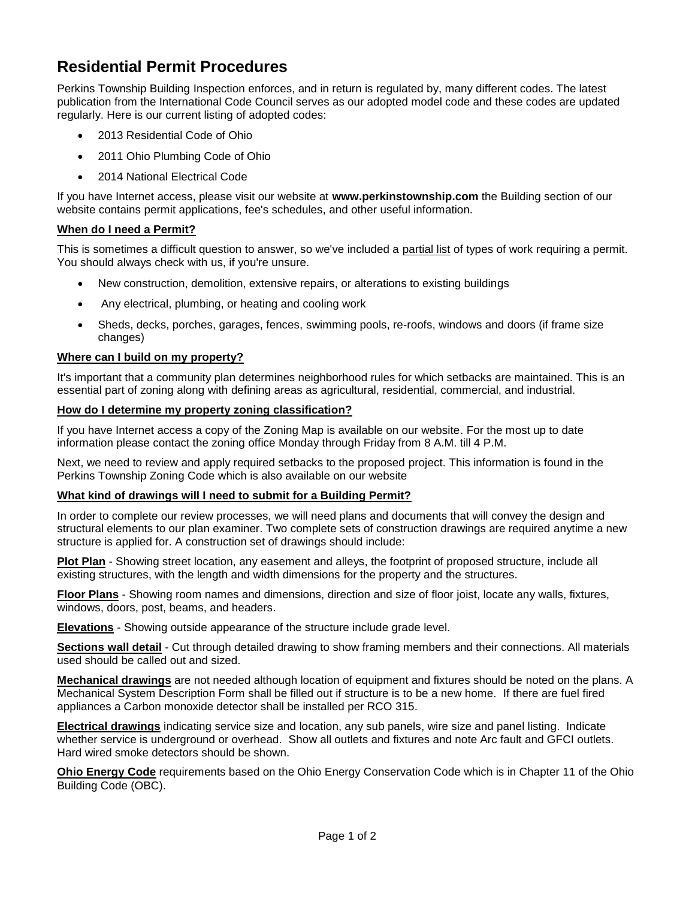# Residential Permit Procedures

Perkins Township Building Inspection enforces, and in return is regulated by, many different codes. The latest publication from the International Code Council serves as our adopted model code and these codes are updated regularly. Here is our current listing of adopted codes:

- 2013 Residential Code of Ohio
- 2011 Ohio Plumbing Code of Ohio
- 2014 National Electrical Code

If you have Internet access, please visit our website at **www.perkinstownship.com** the Building section of our website contains permit applications, fee's schedules, and other useful information.

**When do I need a Permit?**

This is sometimes a difficult question to answer, so we've included a partial list of types of work requiring a permit. You should always check with us, if you're unsure.

- New construction, demolition, extensive repairs, or alterations to existing buildings
- Any electrical, plumbing, or heating and cooling work
- Sheds, decks, porches, garages, fences, swimming pools, re-roofs, windows and doors (if frame size changes)

**Where can I build on my property?**

It's important that a community plan determines neighborhood rules for which setbacks are maintained. This is an essential part of zoning along with defining areas as agricultural, residential, commercial, and industrial.

**How do I determine my property zoning classification?**

If you have Internet access a copy of the Zoning Map is available on our website. For the most up to date information please contact the zoning office Monday through Friday from 8 A.M. till 4 P.M.

Next, we need to review and apply required setbacks to the proposed project. This information is found in the Perkins Township Zoning Code which is also available on our website

**What kind of drawings will I need to submit for a Building Permit?**

In order to complete our review processes, we will need plans and documents that will convey the design and structural elements to our plan examiner. Two complete sets of construction drawings are required anytime a new structure is applied for. A construction set of drawings should include:

**Plot Plan** - Showing street location, any easement and alleys, the footprint of proposed structure, include all existing structures, with the length and width dimensions for the property and the structures.

**Floor Plans** - Showing room names and dimensions, direction and size of floor joist, locate any walls, fixtures, windows, doors, post, beams, and headers.

**Elevations** - Showing outside appearance of the structure include grade level.

**Sections wall detail** - Cut through detailed drawing to show framing members and their connections. All materials used should be called out and sized.

**Mechanical drawings** are not needed although location of equipment and fixtures should be noted on the plans. A Mechanical System Description Form shall be filled out if structure is to be a new home. If there are fuel fired appliances a Carbon monoxide detector shall be installed per RCO 315.

**Electrical drawings** indicating service size and location, any sub panels, wire size and panel listing. Indicate whether service is underground or overhead. Show all outlets and fixtures and note Arc fault and GFCI outlets. Hard wired smoke detectors should be shown.

**Ohio Energy Code** requirements based on the Ohio Energy Conservation Code which is in Chapter 11 of the Ohio Building Code (OBC).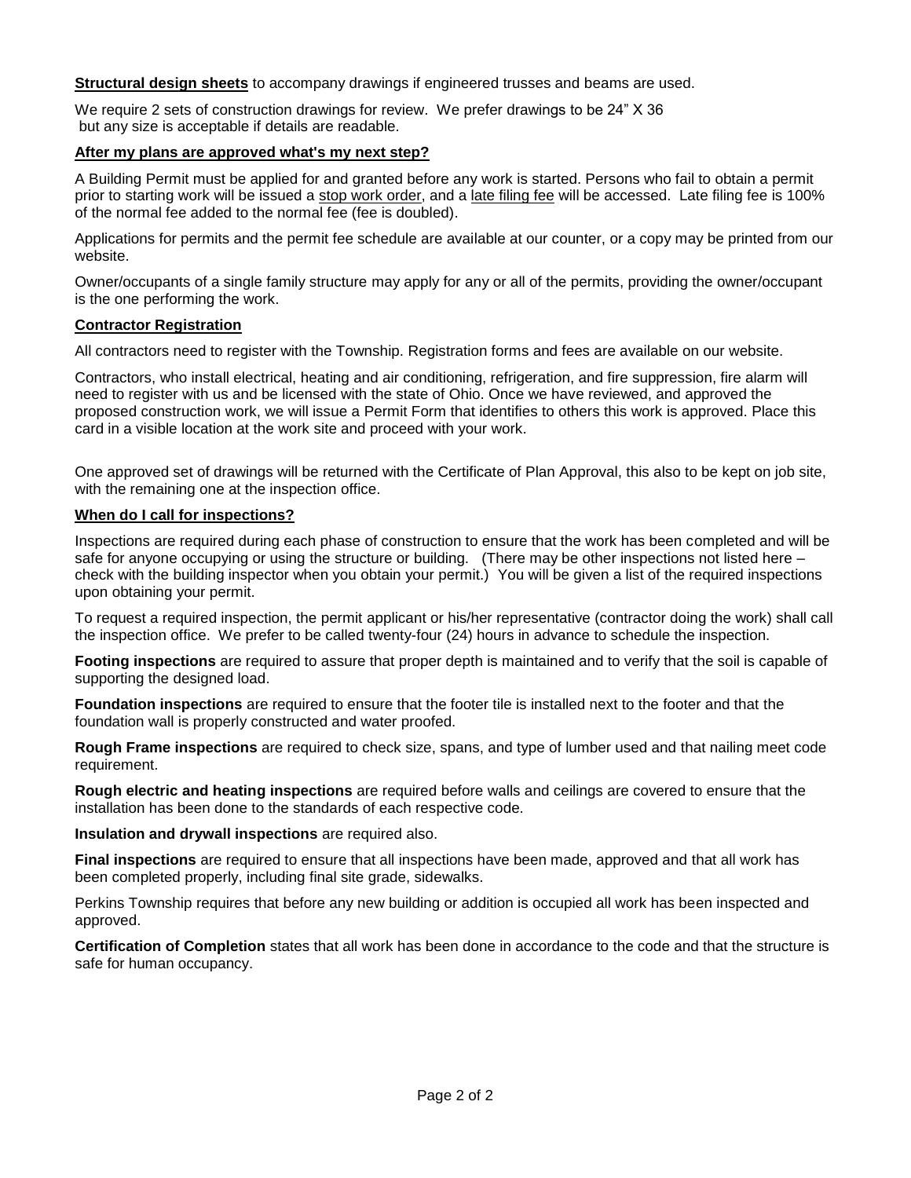**Structural design sheets** to accompany drawings if engineered trusses and beams are used.

We require 2 sets of construction drawings for review. We prefer drawings to be 24" X 36
but any size is acceptable if details are readable.

**After my plans are approved what's my next step?**

A Building Permit must be applied for and granted before any work is started. Persons who fail to obtain a permit prior to starting work will be issued a stop work order, and a late filing fee will be accessed. Late filing fee is 100% of the normal fee added to the normal fee (fee is doubled).

Applications for permits and the permit fee schedule are available at our counter, or a copy may be printed from our website.

Owner/occupants of a single family structure may apply for any or all of the permits, providing the owner/occupant is the one performing the work.

**Contractor Registration**

All contractors need to register with the Township. Registration forms and fees are available on our website.

Contractors, who install electrical, heating and air conditioning, refrigeration, and fire suppression, fire alarm will need to register with us and be licensed with the state of Ohio. Once we have reviewed, and approved the proposed construction work, we will issue a Permit Form that identifies to others this work is approved. Place this card in a visible location at the work site and proceed with your work.

One approved set of drawings will be returned with the Certificate of Plan Approval, this also to be kept on job site, with the remaining one at the inspection office.

**When do I call for inspections?**

Inspections are required during each phase of construction to ensure that the work has been completed and will be safe for anyone occupying or using the structure or building. (There may be other inspections not listed here – check with the building inspector when you obtain your permit.) You will be given a list of the required inspections upon obtaining your permit.

To request a required inspection, the permit applicant or his/her representative (contractor doing the work) shall call the inspection office. We prefer to be called twenty-four (24) hours in advance to schedule the inspection.

**Footing inspections** are required to assure that proper depth is maintained and to verify that the soil is capable of supporting the designed load.

**Foundation inspections** are required to ensure that the footer tile is installed next to the footer and that the foundation wall is properly constructed and water proofed.

**Rough Frame inspections** are required to check size, spans, and type of lumber used and that nailing meet code requirement.

**Rough electric and heating inspections** are required before walls and ceilings are covered to ensure that the installation has been done to the standards of each respective code.

**Insulation and drywall inspections** are required also.

**Final inspections** are required to ensure that all inspections have been made, approved and that all work has been completed properly, including final site grade, sidewalks.

Perkins Township requires that before any new building or addition is occupied all work has been inspected and approved.

**Certification of Completion** states that all work has been done in accordance to the code and that the structure is safe for human occupancy.